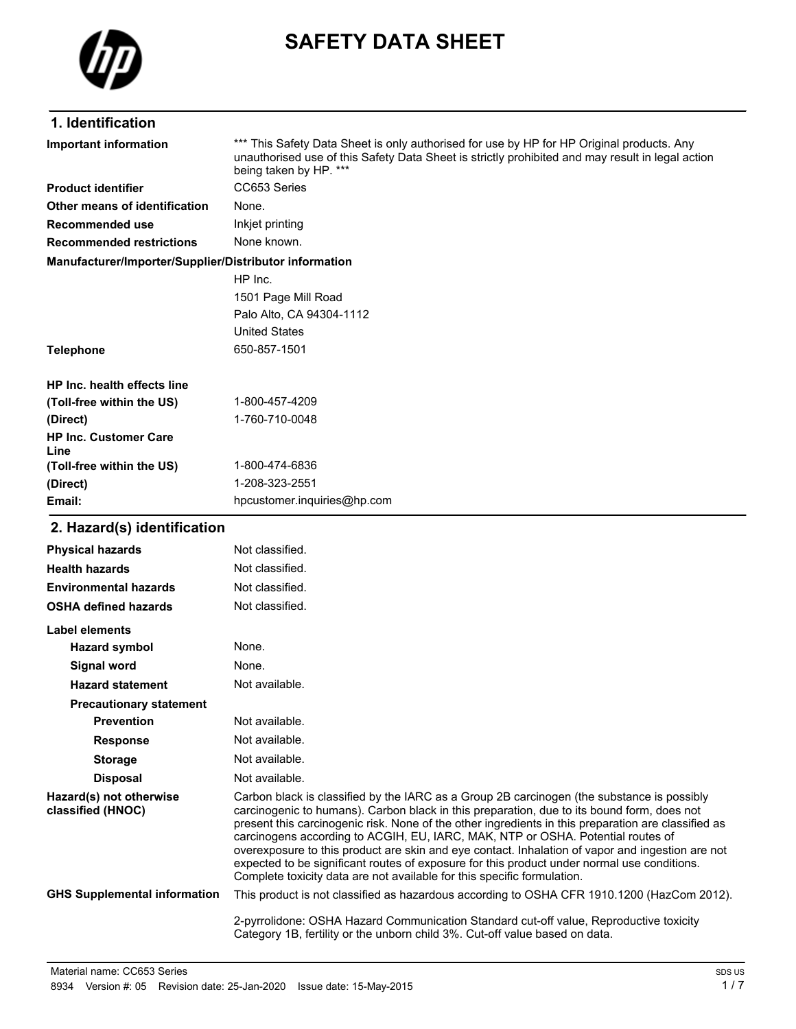# SAFETY DATA SHEET

## 1. Identification

| | |
|---|---|
| **Important information** | *** This Safety Data Sheet is only authorised for use by HP for HP Original products. Any unauthorised use of this Safety Data Sheet is strictly prohibited and may result in legal action being taken by HP. *** |
| **Product identifier** | CC653 Series |
| **Other means of identification** | None. |
| **Recommended use** | Inkjet printing |
| **Recommended restrictions** | None known. |

**Manufacturer/Importer/Supplier/Distributor information**

HP Inc.
1501 Page Mill Road
Palo Alto, CA 94304-1112
United States

| | |
|---|---|
| **Telephone** | 650-857-1501 |
| **HP Inc. health effects line** | |
| **(Toll-free within the US)** | 1-800-457-4209 |
| **(Direct)** | 1-760-710-0048 |
| **HP Inc. Customer Care Line** | |
| **(Toll-free within the US)** | 1-800-474-6836 |
| **(Direct)** | 1-208-323-2551 |
| **Email:** | hpcustomer.inquiries@hp.com |

## 2. Hazard(s) identification

| | |
|---|---|
| **Physical hazards** | Not classified. |
| **Health hazards** | Not classified. |
| **Environmental hazards** | Not classified. |
| **OSHA defined hazards** | Not classified. |

**Label elements**

| | |
|---|---|
| **Hazard symbol** | None. |
| **Signal word** | None. |
| **Hazard statement** | Not available. |

**Precautionary statement**

| | |
|---|---|
| **Prevention** | Not available. |
| **Response** | Not available. |
| **Storage** | Not available. |
| **Disposal** | Not available. |

| | |
|---|---|
| **Hazard(s) not otherwise classified (HNOC)** | Carbon black is classified by the IARC as a Group 2B carcinogen (the substance is possibly carcinogenic to humans). Carbon black in this preparation, due to its bound form, does not present this carcinogenic risk. None of the other ingredients in this preparation are classified as carcinogens according to ACGIH, EU, IARC, MAK, NTP or OSHA. Potential routes of overexposure to this product are skin and eye contact. Inhalation of vapor and ingestion are not expected to be significant routes of exposure for this product under normal use conditions. Complete toxicity data are not available for this specific formulation. |
| **GHS Supplemental information** | This product is not classified as hazardous according to OSHA CFR 1910.1200 (HazCom 2012). |
| | 2-pyrrolidone: OSHA Hazard Communication Standard cut-off value, Reproductive toxicity Category 1B, fertility or the unborn child 3%. Cut-off value based on data. |

Material name: CC653 Series
8934 Version #: 05 Revision date: 25-Jan-2020 Issue date: 15-May-2015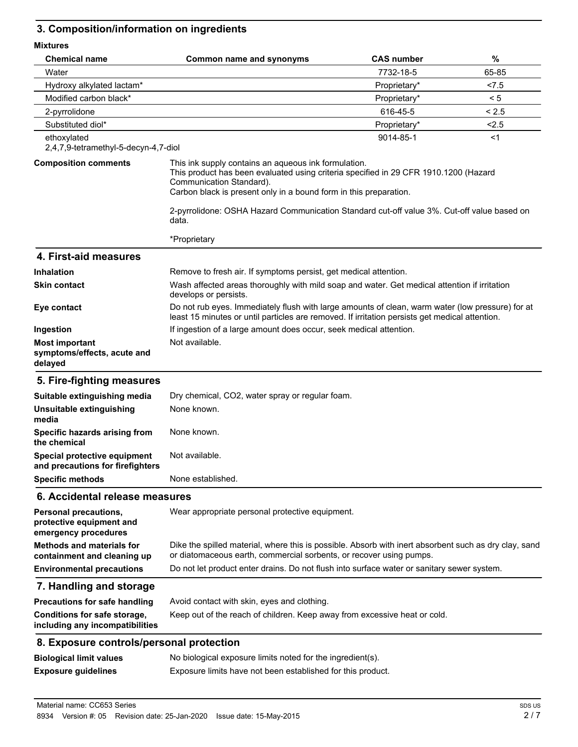## 3. Composition/information on ingredients

**Mixtures**

| Chemical name | Common name and synonyms | CAS number | % |
|---|---|---|---|
| Water | | 7732-18-5 | 65-85 |
| Hydroxy alkylated lactam* | | Proprietary* | <7.5 |
| Modified carbon black* | | Proprietary* | < 5 |
| 2-pyrrolidone | | 616-45-5 | < 2.5 |
| Substituted diol* | | Proprietary* | <2.5 |
| ethoxylated 2,4,7,9-tetramethyl-5-decyn-4,7-diol | | 9014-85-1 | <1 |

**Composition comments**

This ink supply contains an aqueous ink formulation.
This product has been evaluated using criteria specified in 29 CFR 1910.1200 (Hazard Communication Standard).
Carbon black is present only in a bound form in this preparation.

2-pyrrolidone: OSHA Hazard Communication Standard cut-off value 3%. Cut-off value based on data.

*Proprietary

## 4. First-aid measures

**Inhalation**
Remove to fresh air. If symptoms persist, get medical attention.

**Skin contact**
Wash affected areas thoroughly with mild soap and water. Get medical attention if irritation develops or persists.

**Eye contact**
Do not rub eyes. Immediately flush with large amounts of clean, warm water (low pressure) for at least 15 minutes or until particles are removed. If irritation persists get medical attention.

**Ingestion**
If ingestion of a large amount does occur, seek medical attention.

**Most important symptoms/effects, acute and delayed**
Not available.

## 5. Fire-fighting measures

**Suitable extinguishing media**
Dry chemical, CO2, water spray or regular foam.

**Unsuitable extinguishing media**
None known.

**Specific hazards arising from the chemical**
None known.

**Special protective equipment and precautions for firefighters**
Not available.

**Specific methods**
None established.

## 6. Accidental release measures

**Personal precautions, protective equipment and emergency procedures**
Wear appropriate personal protective equipment.

**Methods and materials for containment and cleaning up**
Dike the spilled material, where this is possible. Absorb with inert absorbent such as dry clay, sand or diatomaceous earth, commercial sorbents, or recover using pumps.

**Environmental precautions**
Do not let product enter drains. Do not flush into surface water or sanitary sewer system.

## 7. Handling and storage

**Precautions for safe handling**
Avoid contact with skin, eyes and clothing.

**Conditions for safe storage, including any incompatibilities**
Keep out of the reach of children. Keep away from excessive heat or cold.

## 8. Exposure controls/personal protection

**Biological limit values**
No biological exposure limits noted for the ingredient(s).

**Exposure guidelines**
Exposure limits have not been established for this product.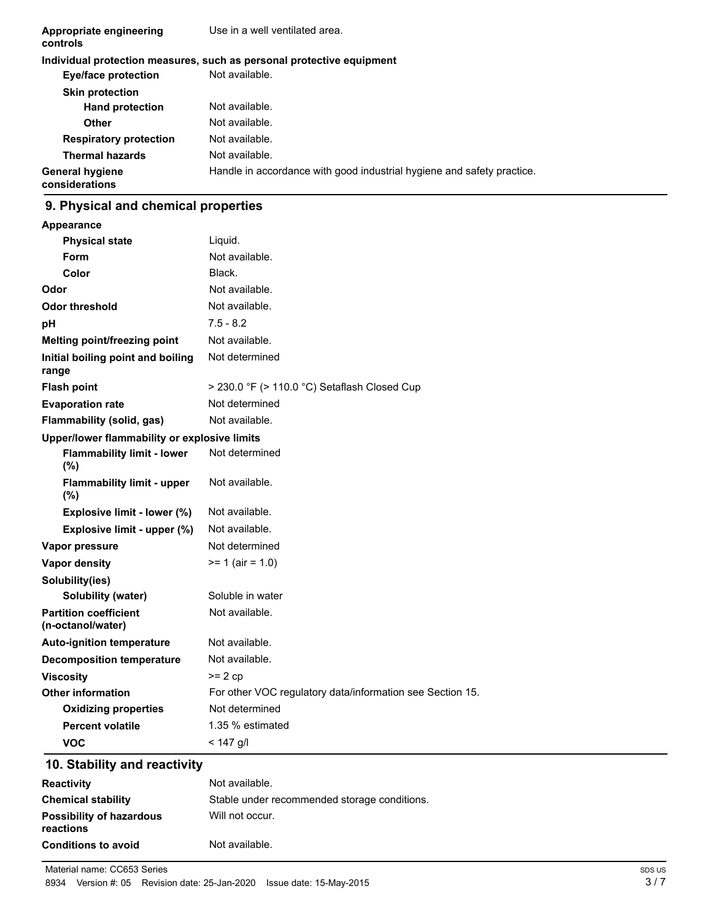| | |
|---|---|
| **Appropriate engineering controls** | Use in a well ventilated area. |

**Individual protection measures, such as personal protective equipment**

| | |
|---|---|
| **Eye/face protection** | Not available. |
| **Skin protection** | |
| **Hand protection** | Not available. |
| **Other** | Not available. |
| **Respiratory protection** | Not available. |
| **Thermal hazards** | Not available. |
| **General hygiene considerations** | Handle in accordance with good industrial hygiene and safety practice. |

## 9. Physical and chemical properties

| | |
|---|---|
| **Appearance** | |
| **Physical state** | Liquid. |
| **Form** | Not available. |
| **Color** | Black. |
| **Odor** | Not available. |
| **Odor threshold** | Not available. |
| **pH** | 7.5 - 8.2 |
| **Melting point/freezing point** | Not available. |
| **Initial boiling point and boiling range** | Not determined |
| **Flash point** | > 230.0 °F (> 110.0 °C) Setaflash Closed Cup |
| **Evaporation rate** | Not determined |
| **Flammability (solid, gas)** | Not available. |
| **Upper/lower flammability or explosive limits** | |
| **Flammability limit - lower (%)** | Not determined |
| **Flammability limit - upper (%)** | Not available. |
| **Explosive limit - lower (%)** | Not available. |
| **Explosive limit - upper (%)** | Not available. |
| **Vapor pressure** | Not determined |
| **Vapor density** | >= 1 (air = 1.0) |
| **Solubility(ies)** | |
| **Solubility (water)** | Soluble in water |
| **Partition coefficient (n-octanol/water)** | Not available. |
| **Auto-ignition temperature** | Not available. |
| **Decomposition temperature** | Not available. |
| **Viscosity** | >= 2 cp |
| **Other information** | For other VOC regulatory data/information see Section 15. |
| **Oxidizing properties** | Not determined |
| **Percent volatile** | 1.35 % estimated |
| **VOC** | < 147 g/l |

## 10. Stability and reactivity

| | |
|---|---|
| **Reactivity** | Not available. |
| **Chemical stability** | Stable under recommended storage conditions. |
| **Possibility of hazardous reactions** | Will not occur. |
| **Conditions to avoid** | Not available. |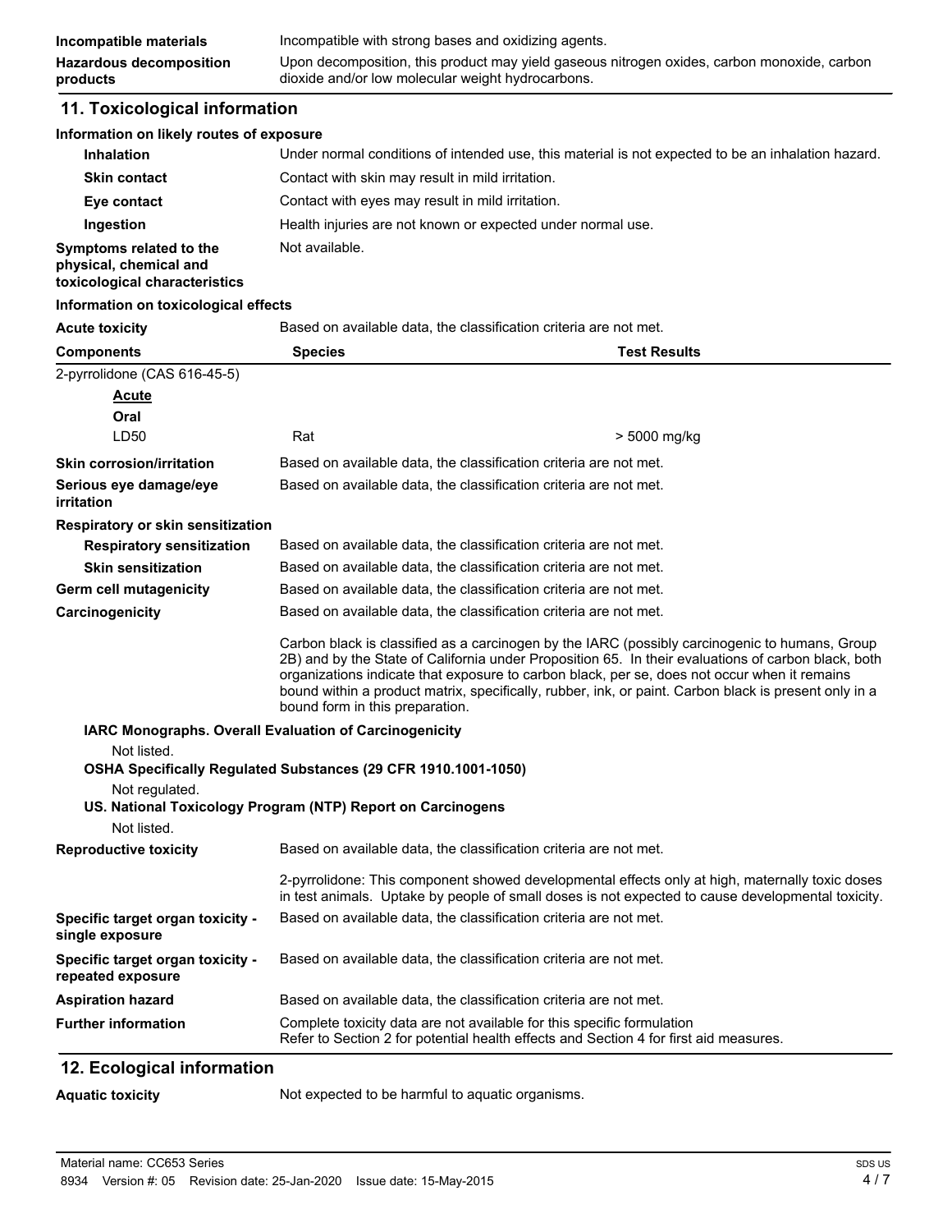| | |
|---|---|
| **Incompatible materials** | Incompatible with strong bases and oxidizing agents. |
| **Hazardous decomposition products** | Upon decomposition, this product may yield gaseous nitrogen oxides, carbon monoxide, carbon dioxide and/or low molecular weight hydrocarbons. |

## 11. Toxicological information

**Information on likely routes of exposure**

| | |
|---|---|
| **Inhalation** | Under normal conditions of intended use, this material is not expected to be an inhalation hazard. |
| **Skin contact** | Contact with skin may result in mild irritation. |
| **Eye contact** | Contact with eyes may result in mild irritation. |
| **Ingestion** | Health injuries are not known or expected under normal use. |
| **Symptoms related to the physical, chemical and toxicological characteristics** | Not available. |

**Information on toxicological effects**

**Acute toxicity** Based on available data, the classification criteria are not met.

| Components | Species | Test Results |
|---|---|---|
| 2-pyrrolidone (CAS 616-45-5) | | |
| ***Acute*** | | |
| **Oral** | | |
| LD50 | Rat | > 5000 mg/kg |

| | |
|---|---|
| **Skin corrosion/irritation** | Based on available data, the classification criteria are not met. |
| **Serious eye damage/eye irritation** | Based on available data, the classification criteria are not met. |

**Respiratory or skin sensitization**

| | |
|---|---|
| **Respiratory sensitization** | Based on available data, the classification criteria are not met. |
| **Skin sensitization** | Based on available data, the classification criteria are not met. |
| **Germ cell mutagenicity** | Based on available data, the classification criteria are not met. |
| **Carcinogenicity** | Based on available data, the classification criteria are not met. |

Carbon black is classified as a carcinogen by the IARC (possibly carcinogenic to humans, Group 2B) and by the State of California under Proposition 65. In their evaluations of carbon black, both organizations indicate that exposure to carbon black, per se, does not occur when it remains bound within a product matrix, specifically, rubber, ink, or paint. Carbon black is present only in a bound form in this preparation.

**IARC Monographs. Overall Evaluation of Carcinogenicity**

Not listed.

**OSHA Specifically Regulated Substances (29 CFR 1910.1001-1050)**

Not regulated.

**US. National Toxicology Program (NTP) Report on Carcinogens**

Not listed.

**Reproductive toxicity** Based on available data, the classification criteria are not met.

2-pyrrolidone: This component showed developmental effects only at high, maternally toxic doses in test animals. Uptake by people of small doses is not expected to cause developmental toxicity.

| | |
|---|---|
| **Specific target organ toxicity - single exposure** | Based on available data, the classification criteria are not met. |
| **Specific target organ toxicity - repeated exposure** | Based on available data, the classification criteria are not met. |
| **Aspiration hazard** | Based on available data, the classification criteria are not met. |
| **Further information** | Complete toxicity data are not available for this specific formulation<br>Refer to Section 2 for potential health effects and Section 4 for first aid measures. |

## 12. Ecological information

**Aquatic toxicity** Not expected to be harmful to aquatic organisms.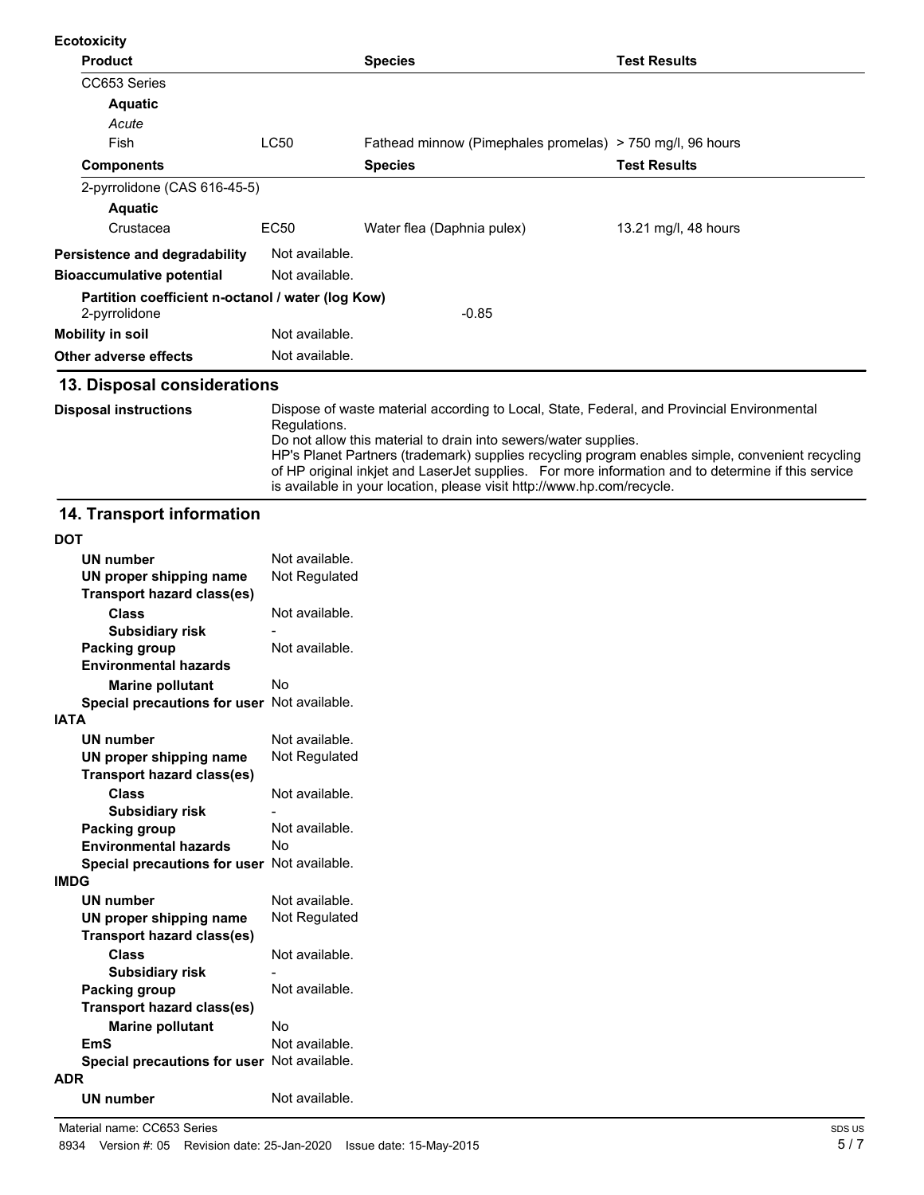**Ecotoxicity**

| Product | | Species | Test Results |
|---|---|---|---|
| CC653 Series | | | |
| **Aquatic** | | | |
| *Acute* | | | |
| Fish | LC50 | Fathead minnow (Pimephales promelas) | > 750 mg/l, 96 hours |

| Components | | Species | Test Results |
|---|---|---|---|
| 2-pyrrolidone (CAS 616-45-5) | | | |
| **Aquatic** | | | |
| Crustacea | EC50 | Water flea (Daphnia pulex) | 13.21 mg/l, 48 hours |

**Persistence and degradability** Not available.

**Bioaccumulative potential** Not available.

**Partition coefficient n-octanol / water (log Kow)**
2-pyrrolidone -0.85

**Mobility in soil** Not available.

**Other adverse effects** Not available.

## 13. Disposal considerations

**Disposal instructions** Dispose of waste material according to Local, State, Federal, and Provincial Environmental Regulations.
Do not allow this material to drain into sewers/water supplies.
HP's Planet Partners (trademark) supplies recycling program enables simple, convenient recycling of HP original inkjet and LaserJet supplies. For more information and to determine if this service is available in your location, please visit http://www.hp.com/recycle.

## 14. Transport information

**DOT**

| | |
|---|---|
| **UN number** | Not available. |
| **UN proper shipping name** | Not Regulated |
| **Transport hazard class(es)** | |
| **Class** | Not available. |
| **Subsidiary risk** | - |
| **Packing group** | Not available. |
| **Environmental hazards** | |
| **Marine pollutant** | No |
| **Special precautions for user** | Not available. |

**IATA**

| | |
|---|---|
| **UN number** | Not available. |
| **UN proper shipping name** | Not Regulated |
| **Transport hazard class(es)** | |
| **Class** | Not available. |
| **Subsidiary risk** | - |
| **Packing group** | Not available. |
| **Environmental hazards** | No |
| **Special precautions for user** | Not available. |

**IMDG**

| | |
|---|---|
| **UN number** | Not available. |
| **UN proper shipping name** | Not Regulated |
| **Transport hazard class(es)** | |
| **Class** | Not available. |
| **Subsidiary risk** | - |
| **Packing group** | Not available. |
| **Transport hazard class(es)** | |
| **Marine pollutant** | No |
| **EmS** | Not available. |
| **Special precautions for user** | Not available. |

**ADR**

| | |
|---|---|
| **UN number** | Not available. |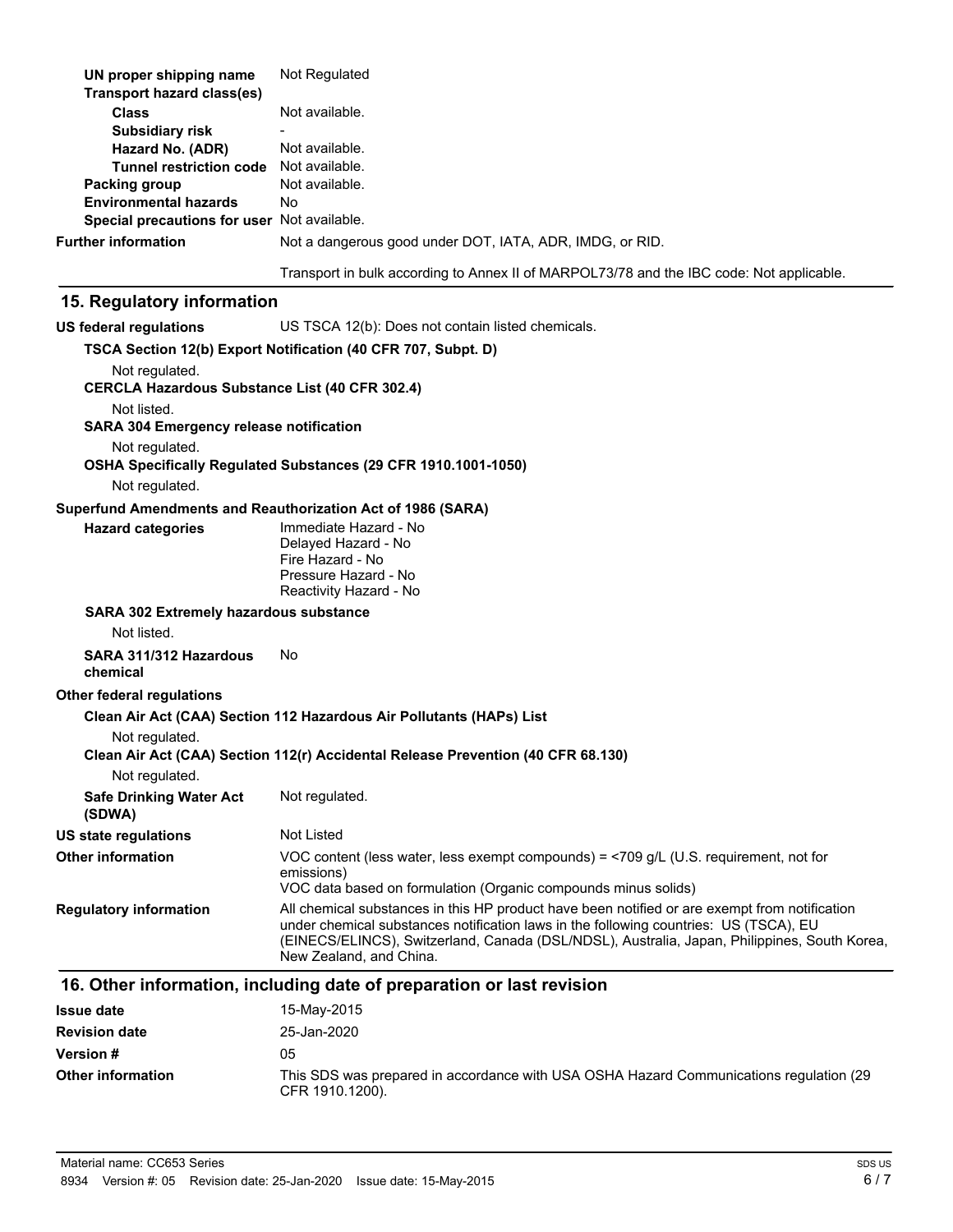| | |
|---|---|
| **UN proper shipping name** | Not Regulated |
| **Transport hazard class(es)** | |
| **Class** | Not available. |
| **Subsidiary risk** | - |
| **Hazard No. (ADR)** | Not available. |
| **Tunnel restriction code** | Not available. |
| **Packing group** | Not available. |
| **Environmental hazards** | No |
| **Special precautions for user** | Not available. |
| **Further information** | Not a dangerous good under DOT, IATA, ADR, IMDG, or RID. |

Transport in bulk according to Annex II of MARPOL73/78 and the IBC code: Not applicable.

## 15. Regulatory information

**US federal regulations** US TSCA 12(b): Does not contain listed chemicals.

**TSCA Section 12(b) Export Notification (40 CFR 707, Subpt. D)**

Not regulated.

**CERCLA Hazardous Substance List (40 CFR 302.4)**

Not listed.

**SARA 304 Emergency release notification**

Not regulated.

**OSHA Specifically Regulated Substances (29 CFR 1910.1001-1050)**

Not regulated.

**Superfund Amendments and Reauthorization Act of 1986 (SARA)**

**Hazard categories**
Immediate Hazard - No
Delayed Hazard - No
Fire Hazard - No
Pressure Hazard - No
Reactivity Hazard - No

**SARA 302 Extremely hazardous substance**

Not listed.

**SARA 311/312 Hazardous chemical** No

**Other federal regulations**

**Clean Air Act (CAA) Section 112 Hazardous Air Pollutants (HAPs) List**

Not regulated.

**Clean Air Act (CAA) Section 112(r) Accidental Release Prevention (40 CFR 68.130)**

Not regulated.

**Safe Drinking Water Act (SDWA)** Not regulated.

**US state regulations** Not Listed

**Other information** VOC content (less water, less exempt compounds) = <709 g/L (U.S. requirement, not for emissions)
VOC data based on formulation (Organic compounds minus solids)

**Regulatory information** All chemical substances in this HP product have been notified or are exempt from notification under chemical substances notification laws in the following countries: US (TSCA), EU (EINECS/ELINCS), Switzerland, Canada (DSL/NDSL), Australia, Japan, Philippines, South Korea, New Zealand, and China.

## 16. Other information, including date of preparation or last revision

| | |
|---|---|
| **Issue date** | 15-May-2015 |
| **Revision date** | 25-Jan-2020 |
| **Version #** | 05 |
| **Other information** | This SDS was prepared in accordance with USA OSHA Hazard Communications regulation (29 CFR 1910.1200). |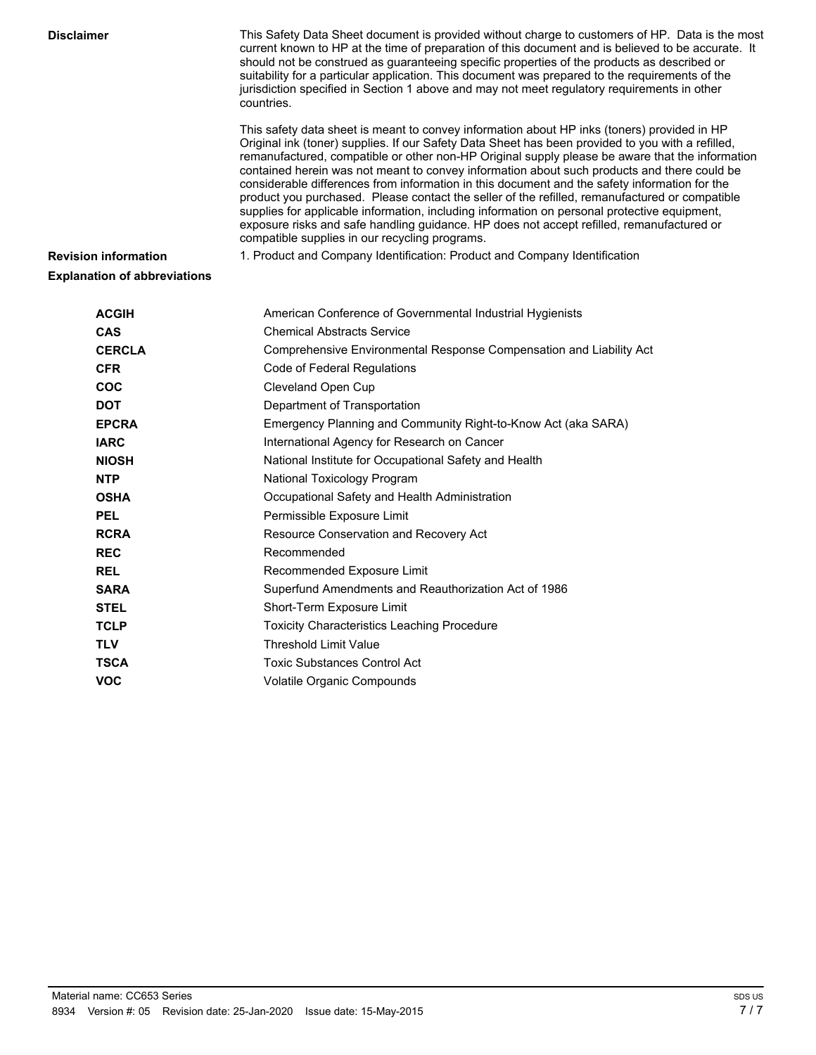**Disclaimer**

This Safety Data Sheet document is provided without charge to customers of HP. Data is the most current known to HP at the time of preparation of this document and is believed to be accurate. It should not be construed as guaranteeing specific properties of the products as described or suitability for a particular application. This document was prepared to the requirements of the jurisdiction specified in Section 1 above and may not meet regulatory requirements in other countries.

This safety data sheet is meant to convey information about HP inks (toners) provided in HP Original ink (toner) supplies. If our Safety Data Sheet has been provided to you with a refilled, remanufactured, compatible or other non-HP Original supply please be aware that the information contained herein was not meant to convey information about such products and there could be considerable differences from information in this document and the safety information for the product you purchased. Please contact the seller of the refilled, remanufactured or compatible supplies for applicable information, including information on personal protective equipment, exposure risks and safe handling guidance. HP does not accept refilled, remanufactured or compatible supplies in our recycling programs.

**Revision information**

1. Product and Company Identification: Product and Company Identification

**Explanation of abbreviations**

| | |
|---|---|
| **ACGIH** | American Conference of Governmental Industrial Hygienists |
| **CAS** | Chemical Abstracts Service |
| **CERCLA** | Comprehensive Environmental Response Compensation and Liability Act |
| **CFR** | Code of Federal Regulations |
| **COC** | Cleveland Open Cup |
| **DOT** | Department of Transportation |
| **EPCRA** | Emergency Planning and Community Right-to-Know Act (aka SARA) |
| **IARC** | International Agency for Research on Cancer |
| **NIOSH** | National Institute for Occupational Safety and Health |
| **NTP** | National Toxicology Program |
| **OSHA** | Occupational Safety and Health Administration |
| **PEL** | Permissible Exposure Limit |
| **RCRA** | Resource Conservation and Recovery Act |
| **REC** | Recommended |
| **REL** | Recommended Exposure Limit |
| **SARA** | Superfund Amendments and Reauthorization Act of 1986 |
| **STEL** | Short-Term Exposure Limit |
| **TCLP** | Toxicity Characteristics Leaching Procedure |
| **TLV** | Threshold Limit Value |
| **TSCA** | Toxic Substances Control Act |
| **VOC** | Volatile Organic Compounds |